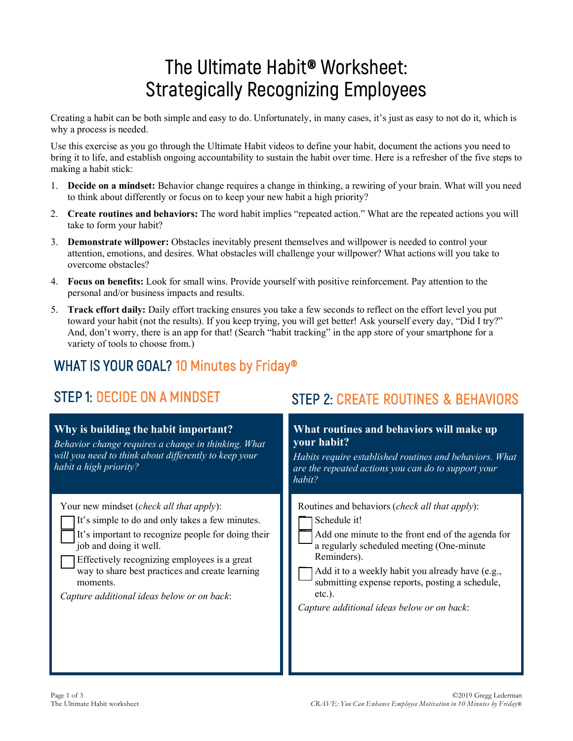# The Ultimate Habit® Worksheet: Strategically Recognizing Employees

Creating a habit can be both simple and easy to do. Unfortunately, in many cases, it's just as easy to not do it, which is why a process is needed.

Use this exercise as you go through the Ultimate Habit videos to define your habit, document the actions you need to bring it to life, and establish ongoing accountability to sustain the habit over time. Here is a refresher of the five steps to making a habit stick:

1. **Decide on a mindset:** Behavior change requires a change in thinking, a rewiring of your brain. What will you need to think about differently or focus on to keep your new habit a high priority?
2. **Create routines and behaviors:** The word habit implies "repeated action." What are the repeated actions you will take to form your habit?
3. **Demonstrate willpower:** Obstacles inevitably present themselves and willpower is needed to control your attention, emotions, and desires. What obstacles will challenge your willpower? What actions will you take to overcome obstacles?
4. **Focus on benefits:** Look for small wins. Provide yourself with positive reinforcement. Pay attention to the personal and/or business impacts and results.
5. **Track effort daily:** Daily effort tracking ensures you take a few seconds to reflect on the effort level you put toward your habit (not the results). If you keep trying, you will get better! Ask yourself every day, "Did I try?" And, don't worry, there is an app for that! (Search "habit tracking" in the app store of your smartphone for a variety of tools to choose from.)

## WHAT IS YOUR GOAL? 10 Minutes by Friday®

## STEP 1: DECIDE ON A MINDSET

### Why is building the habit important?

*Behavior change requires a change in thinking. What will you need to think about differently to keep your habit a high priority?*

Your new mindset (*check all that apply*):

- [ ] It's simple to do and only takes a few minutes.
- [ ] It's important to recognize people for doing their job and doing it well.
- [ ] Effectively recognizing employees is a great way to share best practices and create learning moments.

*Capture additional ideas below or on back*:

## STEP 2: CREATE ROUTINES & BEHAVIORS

### What routines and behaviors will make up your habit?

*Habits require established routines and behaviors. What are the repeated actions you can do to support your habit?*

Routines and behaviors (*check all that apply*):

- [ ] Schedule it!
- [ ] Add one minute to the front end of the agenda for a regularly scheduled meeting (One-minute Reminders).
- [ ] Add it to a weekly habit you already have (e.g., submitting expense reports, posting a schedule, etc.).

*Capture additional ideas below or on back*: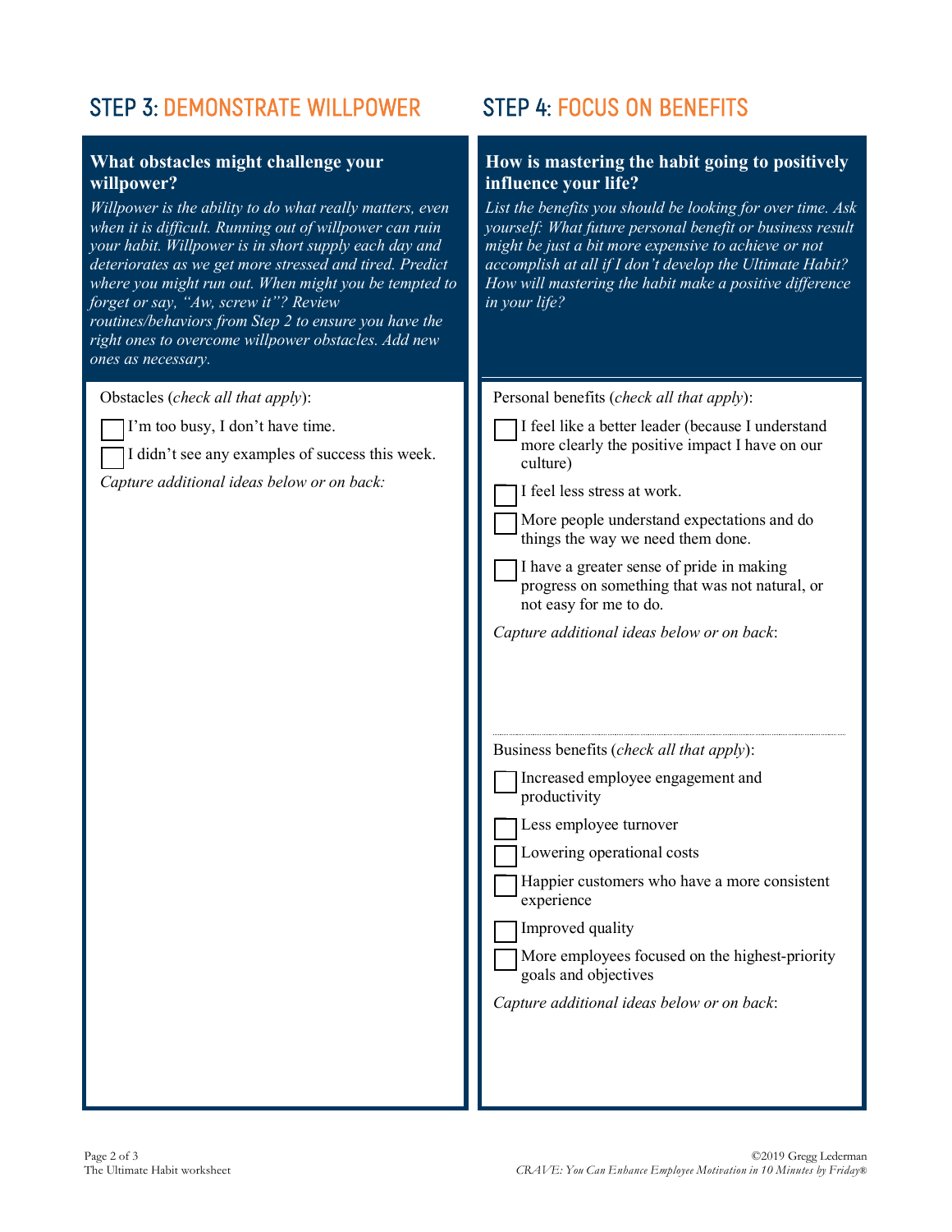## STEP 3: DEMONSTRATE WILLPOWER

### What obstacles might challenge your willpower?

*Willpower is the ability to do what really matters, even when it is difficult. Running out of willpower can ruin your habit. Willpower is in short supply each day and deteriorates as we get more stressed and tired. Predict where you might run out. When might you be tempted to forget or say, "Aw, screw it"? Review routines/behaviors from Step 2 to ensure you have the right ones to overcome willpower obstacles. Add new ones as necessary.*

Obstacles (*check all that apply*):

- [ ] I'm too busy, I don't have time.
- [ ] I didn't see any examples of success this week.

*Capture additional ideas below or on back:*

## STEP 4: FOCUS ON BENEFITS

### How is mastering the habit going to positively influence your life?

*List the benefits you should be looking for over time. Ask yourself: What future personal benefit or business result might be just a bit more expensive to achieve or not accomplish at all if I don't develop the Ultimate Habit? How will mastering the habit make a positive difference in your life?*

Personal benefits (*check all that apply*):

- [ ] I feel like a better leader (because I understand more clearly the positive impact I have on our culture)
- [ ] I feel less stress at work.
- [ ] More people understand expectations and do things the way we need them done.
- [ ] I have a greater sense of pride in making progress on something that was not natural, or not easy for me to do.

*Capture additional ideas below or on back*:

Business benefits (*check all that apply*):

- [ ] Increased employee engagement and productivity
- [ ] Less employee turnover
- [ ] Lowering operational costs
- [ ] Happier customers who have a more consistent experience
- [ ] Improved quality
- [ ] More employees focused on the highest-priority goals and objectives

*Capture additional ideas below or on back*: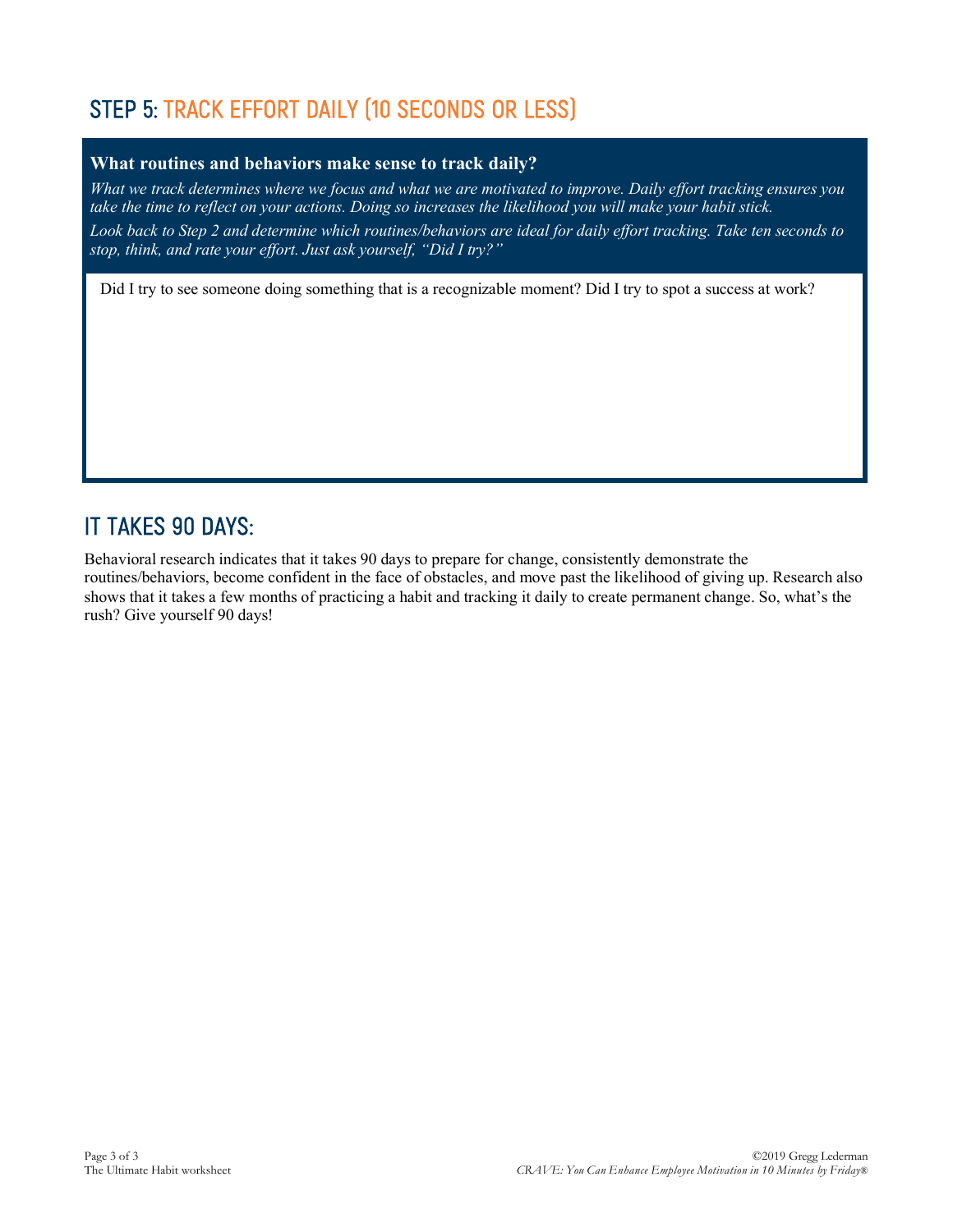## STEP 5: TRACK EFFORT DAILY (10 SECONDS OR LESS)

**What routines and behaviors make sense to track daily?**

*What we track determines where we focus and what we are motivated to improve. Daily effort tracking ensures you take the time to reflect on your actions. Doing so increases the likelihood you will make your habit stick.*

*Look back to Step 2 and determine which routines/behaviors are ideal for daily effort tracking. Take ten seconds to stop, think, and rate your effort. Just ask yourself, "Did I try?"*

Did I try to see someone doing something that is a recognizable moment? Did I try to spot a success at work?

## IT TAKES 90 DAYS:

Behavioral research indicates that it takes 90 days to prepare for change, consistently demonstrate the routines/behaviors, become confident in the face of obstacles, and move past the likelihood of giving up. Research also shows that it takes a few months of practicing a habit and tracking it daily to create permanent change. So, what's the rush? Give yourself 90 days!